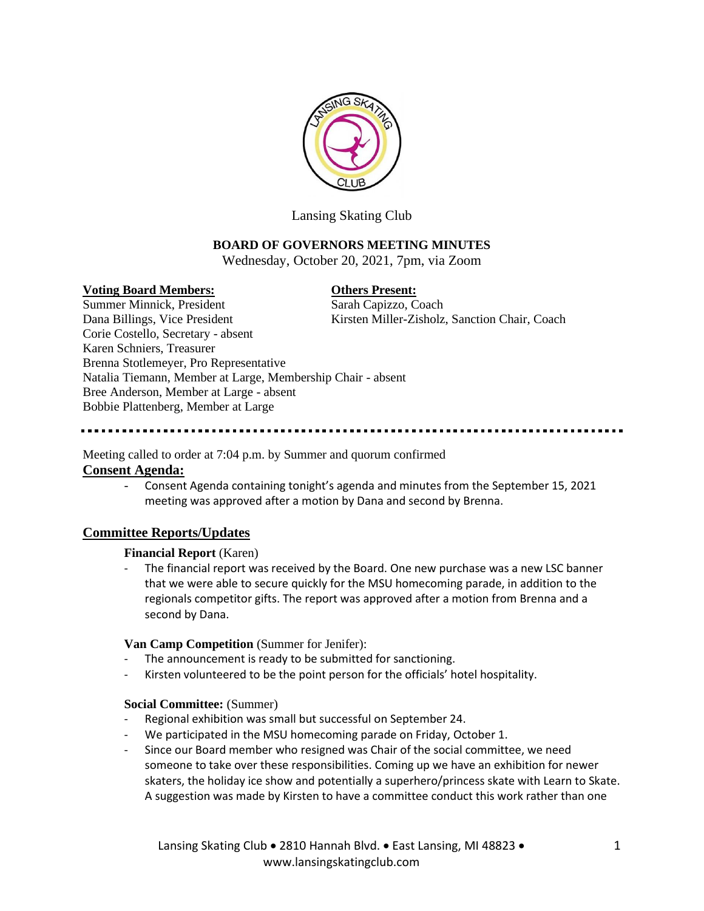Lansing Skating Club

**BOARD OF GOVERNORS MEETING MINUTES**

Wednesday, October 20, 2021, 7pm, via Zoom

**Voting Board Members:**

Summer Minnick, President
Dana Billings, Vice President
Corie Costello, Secretary - absent
Karen Schniers, Treasurer
Brenna Stotlemeyer, Pro Representative
Natalia Tiemann, Member at Large, Membership Chair - absent
Bree Anderson, Member at Large - absent
Bobbie Plattenberg, Member at Large

**Others Present:**

Sarah Capizzo, Coach
Kirsten Miller-Zisholz, Sanction Chair, Coach

Meeting called to order at 7:04 p.m. by Summer and quorum confirmed

## Consent Agenda:

- Consent Agenda containing tonight's agenda and minutes from the September 15, 2021 meeting was approved after a motion by Dana and second by Brenna.

## Committee Reports/Updates

**Financial Report** (Karen)

- The financial report was received by the Board. One new purchase was a new LSC banner that we were able to secure quickly for the MSU homecoming parade, in addition to the regionals competitor gifts. The report was approved after a motion from Brenna and a second by Dana.

**Van Camp Competition** (Summer for Jenifer):

- The announcement is ready to be submitted for sanctioning.
- Kirsten volunteered to be the point person for the officials' hotel hospitality.

**Social Committee:** (Summer)

- Regional exhibition was small but successful on September 24.
- We participated in the MSU homecoming parade on Friday, October 1.
- Since our Board member who resigned was Chair of the social committee, we need someone to take over these responsibilities. Coming up we have an exhibition for newer skaters, the holiday ice show and potentially a superhero/princess skate with Learn to Skate. A suggestion was made by Kirsten to have a committee conduct this work rather than one

Lansing Skating Club • 2810 Hannah Blvd. • East Lansing, MI 48823 • www.lansingskatingclub.com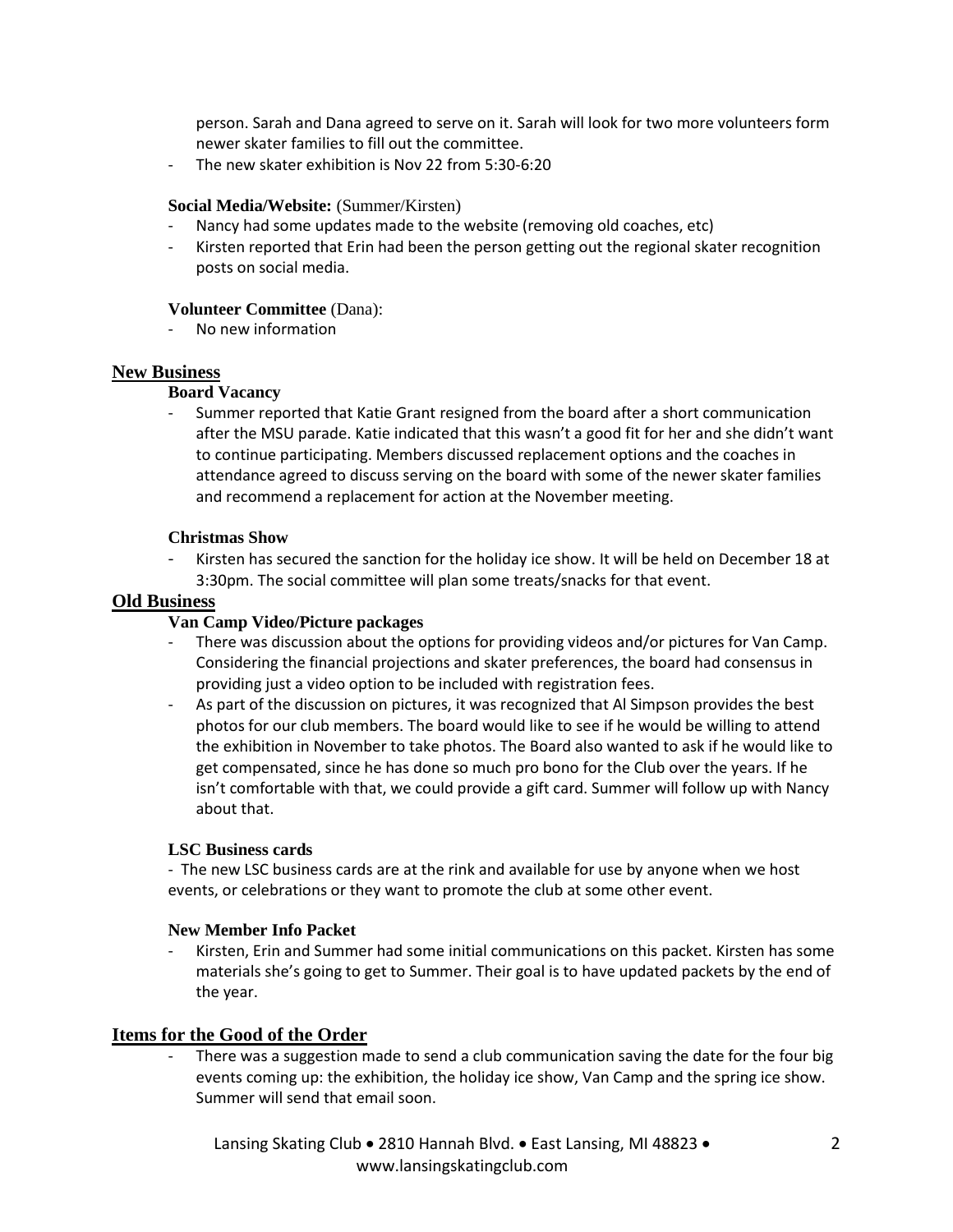person. Sarah and Dana agreed to serve on it. Sarah will look for two more volunteers form newer skater families to fill out the committee.
- The new skater exhibition is Nov 22 from 5:30-6:20

**Social Media/Website:** (Summer/Kirsten)
- Nancy had some updates made to the website (removing old coaches, etc)
- Kirsten reported that Erin had been the person getting out the regional skater recognition posts on social media.

**Volunteer Committee** (Dana):
- No new information

## New Business

**Board Vacancy**
- Summer reported that Katie Grant resigned from the board after a short communication after the MSU parade. Katie indicated that this wasn't a good fit for her and she didn't want to continue participating. Members discussed replacement options and the coaches in attendance agreed to discuss serving on the board with some of the newer skater families and recommend a replacement for action at the November meeting.

**Christmas Show**
- Kirsten has secured the sanction for the holiday ice show. It will be held on December 18 at 3:30pm. The social committee will plan some treats/snacks for that event.

## Old Business

**Van Camp Video/Picture packages**
- There was discussion about the options for providing videos and/or pictures for Van Camp. Considering the financial projections and skater preferences, the board had consensus in providing just a video option to be included with registration fees.
- As part of the discussion on pictures, it was recognized that Al Simpson provides the best photos for our club members. The board would like to see if he would be willing to attend the exhibition in November to take photos. The Board also wanted to ask if he would like to get compensated, since he has done so much pro bono for the Club over the years. If he isn't comfortable with that, we could provide a gift card. Summer will follow up with Nancy about that.

**LSC Business cards**

- The new LSC business cards are at the rink and available for use by anyone when we host events, or celebrations or they want to promote the club at some other event.

**New Member Info Packet**
- Kirsten, Erin and Summer had some initial communications on this packet. Kirsten has some materials she's going to get to Summer. Their goal is to have updated packets by the end of the year.

## Items for the Good of the Order

- There was a suggestion made to send a club communication saving the date for the four big events coming up: the exhibition, the holiday ice show, Van Camp and the spring ice show. Summer will send that email soon.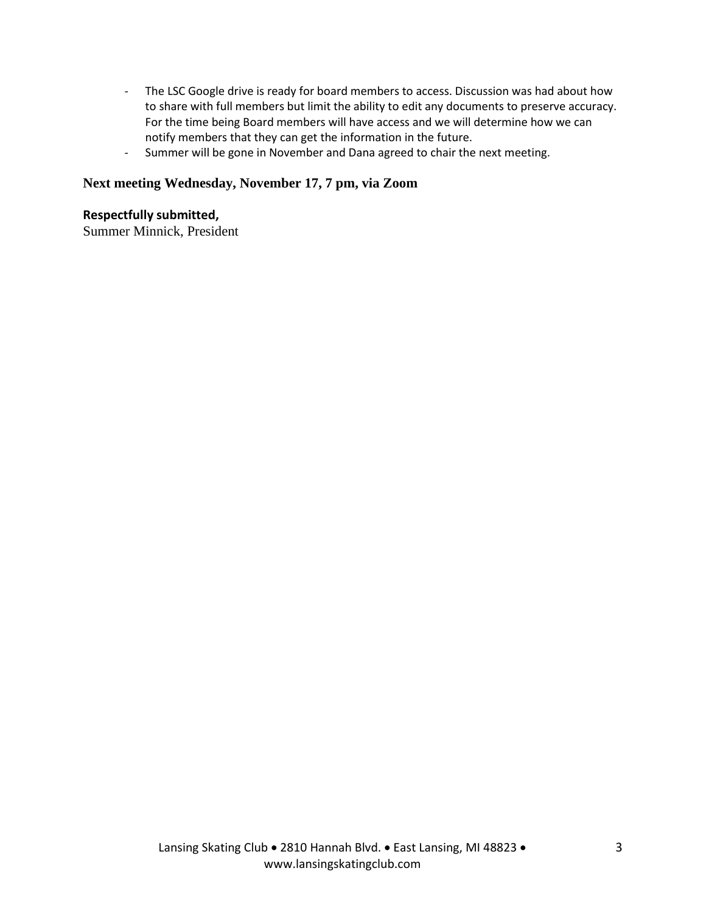- The LSC Google drive is ready for board members to access. Discussion was had about how to share with full members but limit the ability to edit any documents to preserve accuracy. For the time being Board members will have access and we will determine how we can notify members that they can get the information in the future.
- Summer will be gone in November and Dana agreed to chair the next meeting.

**Next meeting Wednesday, November 17, 7 pm, via Zoom**

**Respectfully submitted,**
Summer Minnick, President